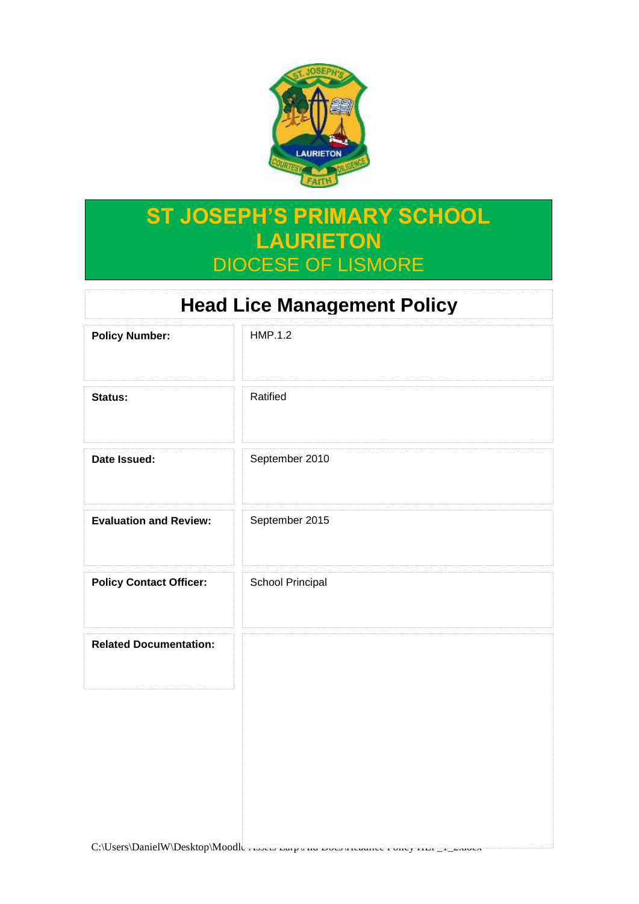# ST JOSEPH'S PRIMARY SCHOOL LAURIETON

DIOCESE OF LISMORE

## Head Lice Management Policy

| | |
|---|---|
| **Policy Number:** | HMP.1.2 |
| **Status:** | Ratified |
| **Date Issued:** | September 2010 |
| **Evaluation and Review:** | September 2015 |
| **Policy Contact Officer:** | School Principal |
| **Related Documentation:** | |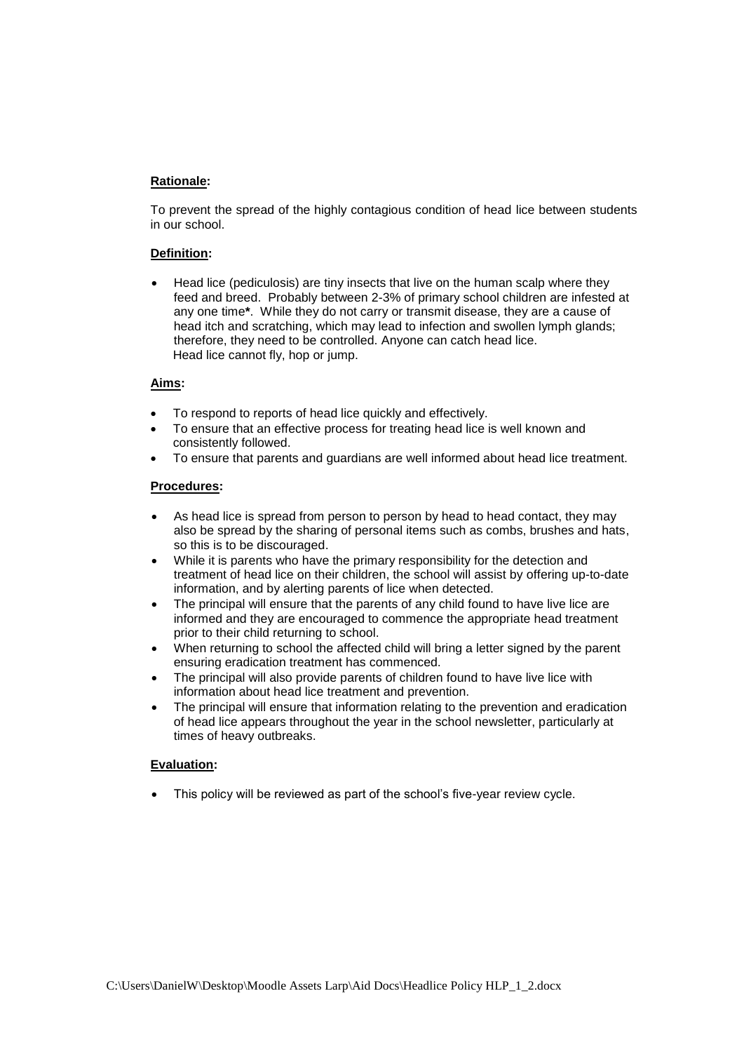**Rationale:**

To prevent the spread of the highly contagious condition of head lice between students in our school.

**Definition:**

- Head lice (pediculosis) are tiny insects that live on the human scalp where they feed and breed. Probably between 2-3% of primary school children are infested at any one time**\***. While they do not carry or transmit disease, they are a cause of head itch and scratching, which may lead to infection and swollen lymph glands; therefore, they need to be controlled. Anyone can catch head lice. Head lice cannot fly, hop or jump.

**Aims:**

- To respond to reports of head lice quickly and effectively.
- To ensure that an effective process for treating head lice is well known and consistently followed.
- To ensure that parents and guardians are well informed about head lice treatment.

**Procedures:**

- As head lice is spread from person to person by head to head contact, they may also be spread by the sharing of personal items such as combs, brushes and hats, so this is to be discouraged.
- While it is parents who have the primary responsibility for the detection and treatment of head lice on their children, the school will assist by offering up-to-date information, and by alerting parents of lice when detected.
- The principal will ensure that the parents of any child found to have live lice are informed and they are encouraged to commence the appropriate head treatment prior to their child returning to school.
- When returning to school the affected child will bring a letter signed by the parent ensuring eradication treatment has commenced.
- The principal will also provide parents of children found to have live lice with information about head lice treatment and prevention.
- The principal will ensure that information relating to the prevention and eradication of head lice appears throughout the year in the school newsletter, particularly at times of heavy outbreaks.

**Evaluation:**

- This policy will be reviewed as part of the school's five-year review cycle.